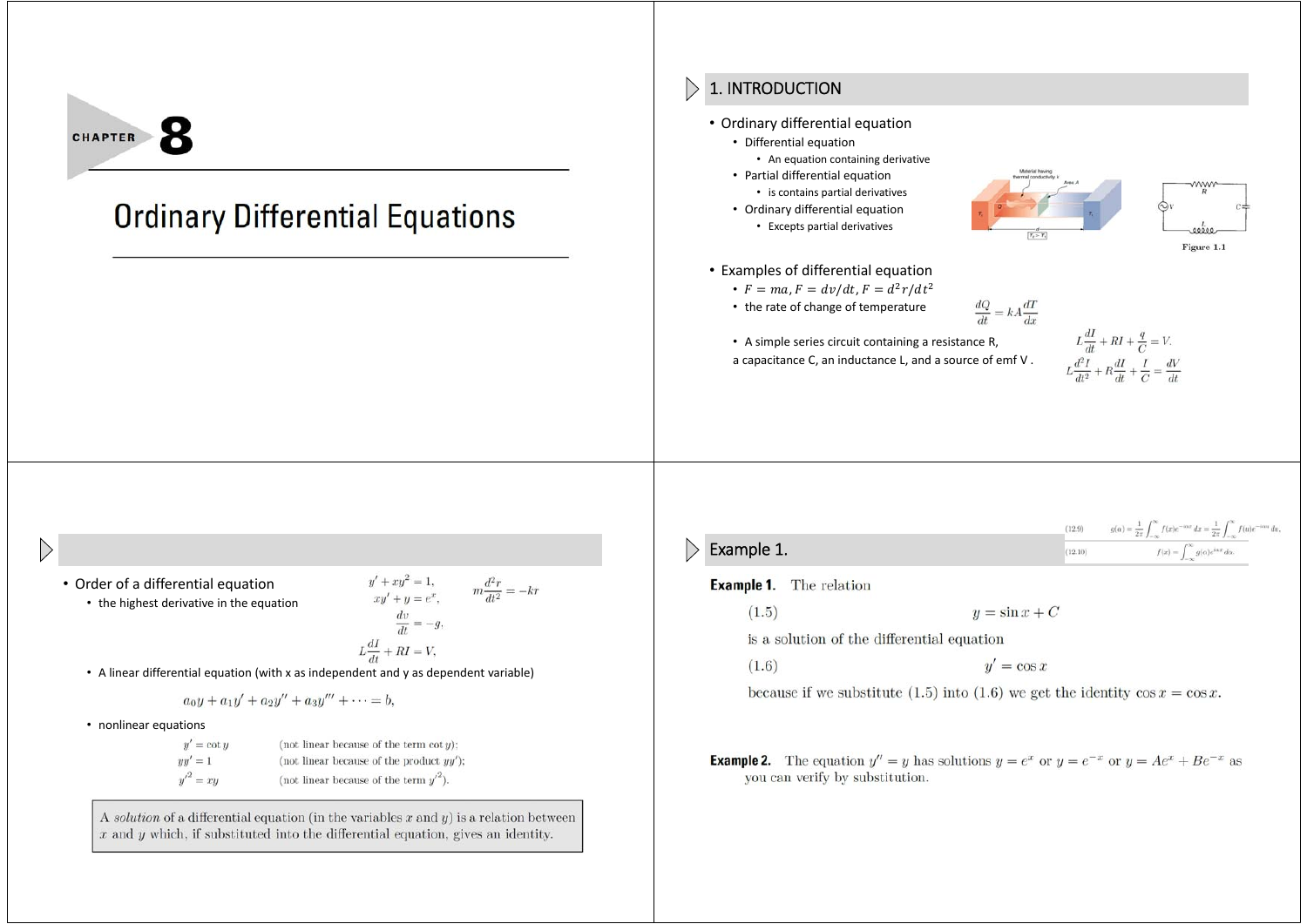# CHAPTER 8

# Ordinary Differential Equations

## 1. INTRODUCTION

- Ordinary differential equation
  - Differential equation
    - An equation containing derivative
  - Partial differential equation
    - is contains partial derivatives
  - Ordinary differential equation
    - Excepts partial derivatives

Figure 1.1

- Examples of differential equation
  - $F = ma, F = dv/dt, F = d^2r/dt^2$
  - the rate of change of temperature $\frac{dQ}{dt} = kA\frac{dT}{dx}$
  - A simple series circuit containing a resistance R, a capacitance C, an inductance L, and a source of emf V.

$$L\frac{dI}{dt} + RI + \frac{q}{C} = V.$$

$$L\frac{d^2I}{dt^2} + R\frac{dI}{dt} + \frac{I}{C} = \frac{dV}{dt}$$

---

- Order of a differential equation
  - the highest derivative in the equation

$$y' + xy^2 = 1, \quad m\frac{d^2r}{dt^2} = -kr$$

$$xy' + y = e^x,$$

$$\frac{dv}{dt} = -g,$$

$$L\frac{dI}{dt} + RI = V,$$

- A linear differential equation (with x as independent and y as dependent variable)

$$a_0y + a_1y' + a_2y'' + a_3y''' + \cdots = b,$$

- nonlinear equations

$$y' = \cot y \quad \text{(not linear because of the term } \cot y\text{);}$$

$$yy' = 1 \quad \text{(not linear because of the product } yy'\text{);}$$

$$y'^2 = xy \quad \text{(not linear because of the term } y'^2\text{).}$$

> A *solution* of a differential equation (in the variables $x$ and $y$) is a relation between $x$ and $y$ which, if substituted into the differential equation, gives an identity.

---

## Example 1.

$$(12.9) \quad g(\alpha) = \frac{1}{2\pi}\int_{-\infty}^{\infty} f(x)e^{-i\alpha x}\,dx = \frac{1}{2\pi}\int_{-\infty}^{\infty} f(u)e^{-i\alpha u}\,du,$$

$$(12.10) \quad f(x) = \int_{-\infty}^{\infty} g(\alpha)e^{i\alpha x}\,d\alpha.$$

**Example 1.** The relation

$$y = \sin x + C \tag{1.5}$$

is a solution of the differential equation

$$y' = \cos x \tag{1.6}$$

because if we substitute (1.5) into (1.6) we get the identity $\cos x = \cos x$.

**Example 2.** The equation $y'' = y$ has solutions $y = e^x$ or $y = e^{-x}$ or $y = Ae^x + Be^{-x}$ as you can verify by substitution.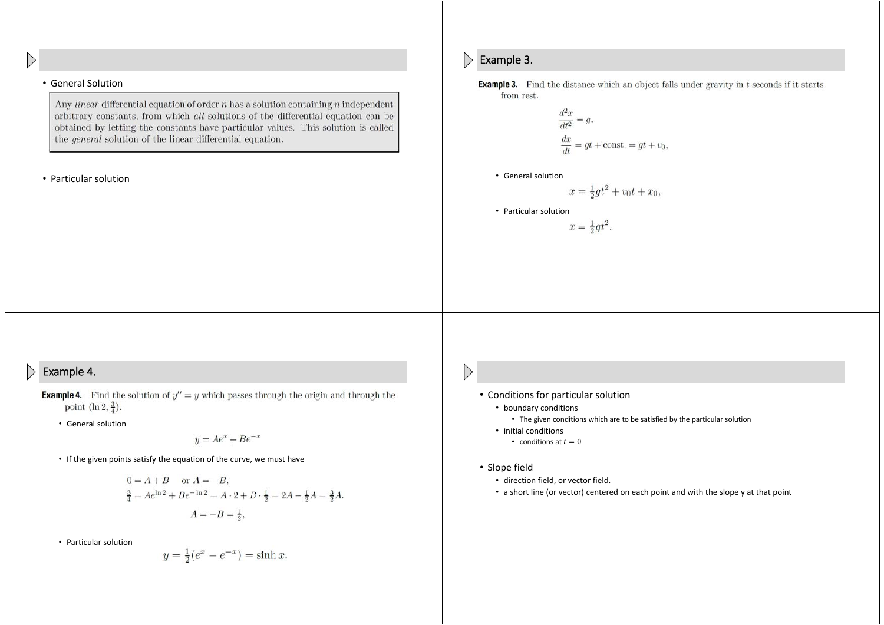- General Solution

> Any *linear* differential equation of order $n$ has a solution containing $n$ independent arbitrary constants, from which *all* solutions of the differential equation can be obtained by letting the constants have particular values. This solution is called the *general* solution of the linear differential equation.

- Particular solution

## Example 3.

**Example 3.** Find the distance which an object falls under gravity in $t$ seconds if it starts from rest.

$$\frac{d^2x}{dt^2} = g.$$

$$\frac{dx}{dt} = gt + \text{const.} = gt + v_0,$$

- General solution

$$x = \tfrac{1}{2}gt^2 + v_0 t + x_0,$$

- Particular solution

$$x = \tfrac{1}{2}gt^2.$$

## Example 4.

**Example 4.** Find the solution of $y'' = y$ which passes through the origin and through the point $(\ln 2, \frac{3}{4})$.

- General solution

$$y = Ae^x + Be^{-x}$$

- If the given points satisfy the equation of the curve, we must have

$$0 = A + B \quad \text{or } A = -B,$$

$$\tfrac{3}{4} = Ae^{\ln 2} + Be^{-\ln 2} = A \cdot 2 + B \cdot \tfrac{1}{2} = 2A - \tfrac{1}{2}A = \tfrac{3}{2}A.$$

$$A = -B = \tfrac{1}{2},$$

- Particular solution

$$y = \tfrac{1}{2}(e^x - e^{-x}) = \sinh x.$$

---

- Conditions for particular solution
  - boundary conditions
    - The given conditions which are to be satisfied by the particular solution
  - initial conditions
    - conditions at $t = 0$

- Slope field
  - direction field, or vector field.
  - a short line (or vector) centered on each point and with the slope y at that point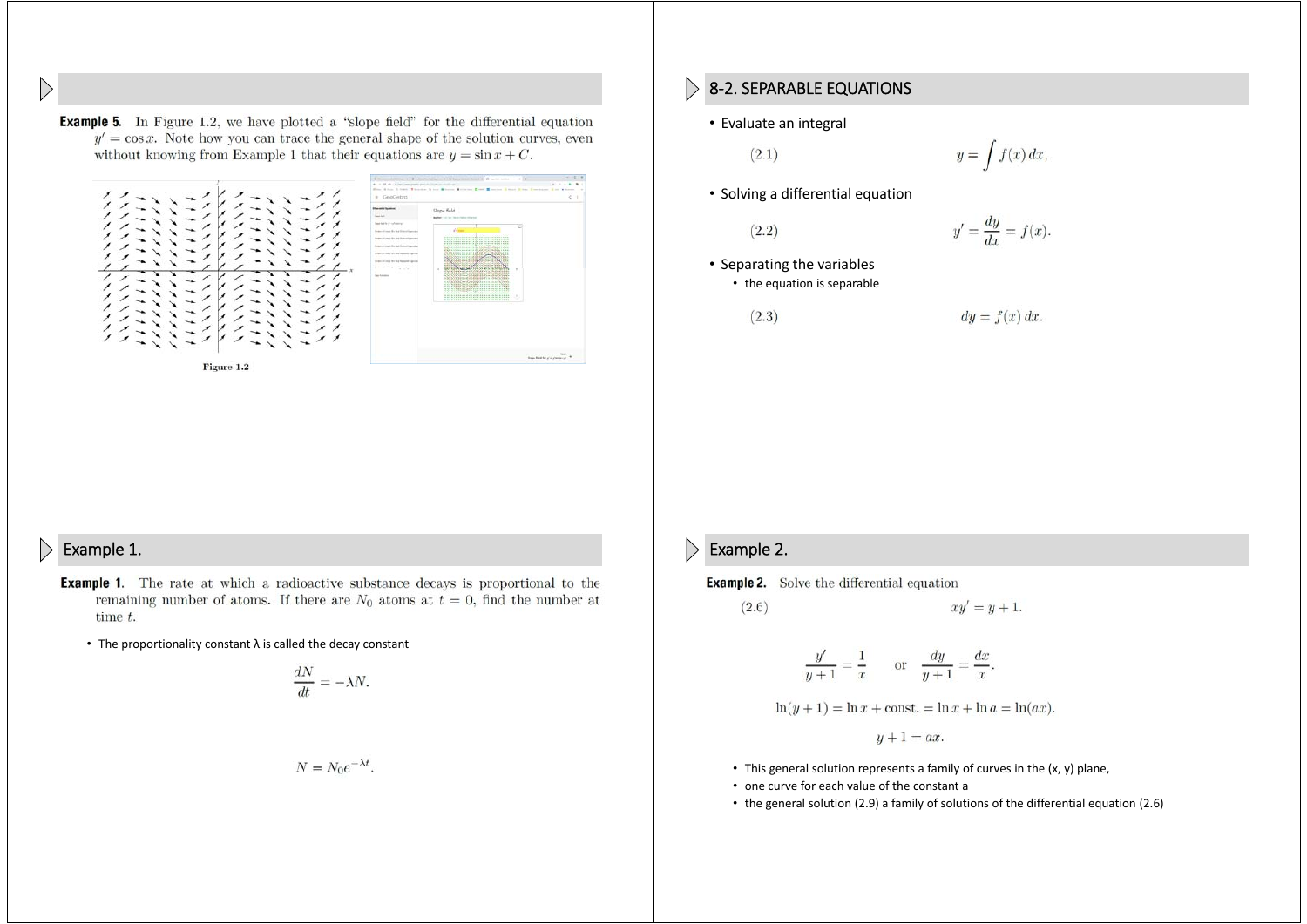**Example 5.** In Figure 1.2, we have plotted a "slope field" for the differential equation $y' = \cos x$. Note how you can trace the general shape of the solution curves, even without knowing from Example 1 that their equations are $y = \sin x + C$.

Figure 1.2

## 8-2. SEPARABLE EQUATIONS

- Evaluate an integral

$$y = \int f(x)\,dx, \tag{2.1}$$

- Solving a differential equation

$$y' = \frac{dy}{dx} = f(x). \tag{2.2}$$

- Separating the variables
  - the equation is separable

$$dy = f(x)\,dx. \tag{2.3}$$

## Example 1.

**Example 1.** The rate at which a radioactive substance decays is proportional to the remaining number of atoms. If there are $N_0$ atoms at $t = 0$, find the number at time $t$.

- The proportionality constant λ is called the decay constant

$$\frac{dN}{dt} = -\lambda N.$$

$$N = N_0 e^{-\lambda t}.$$

## Example 2.

**Example 2.** Solve the differential equation

$$xy' = y + 1. \tag{2.6}$$

$$\frac{y'}{y+1} = \frac{1}{x} \quad \text{or} \quad \frac{dy}{y+1} = \frac{dx}{x}.$$

$$\ln(y+1) = \ln x + \text{const.} = \ln x + \ln a = \ln(ax).$$

$$y + 1 = ax.$$

- This general solution represents a family of curves in the (x, y) plane,
- one curve for each value of the constant a
- the general solution (2.9) a family of solutions of the differential equation (2.6)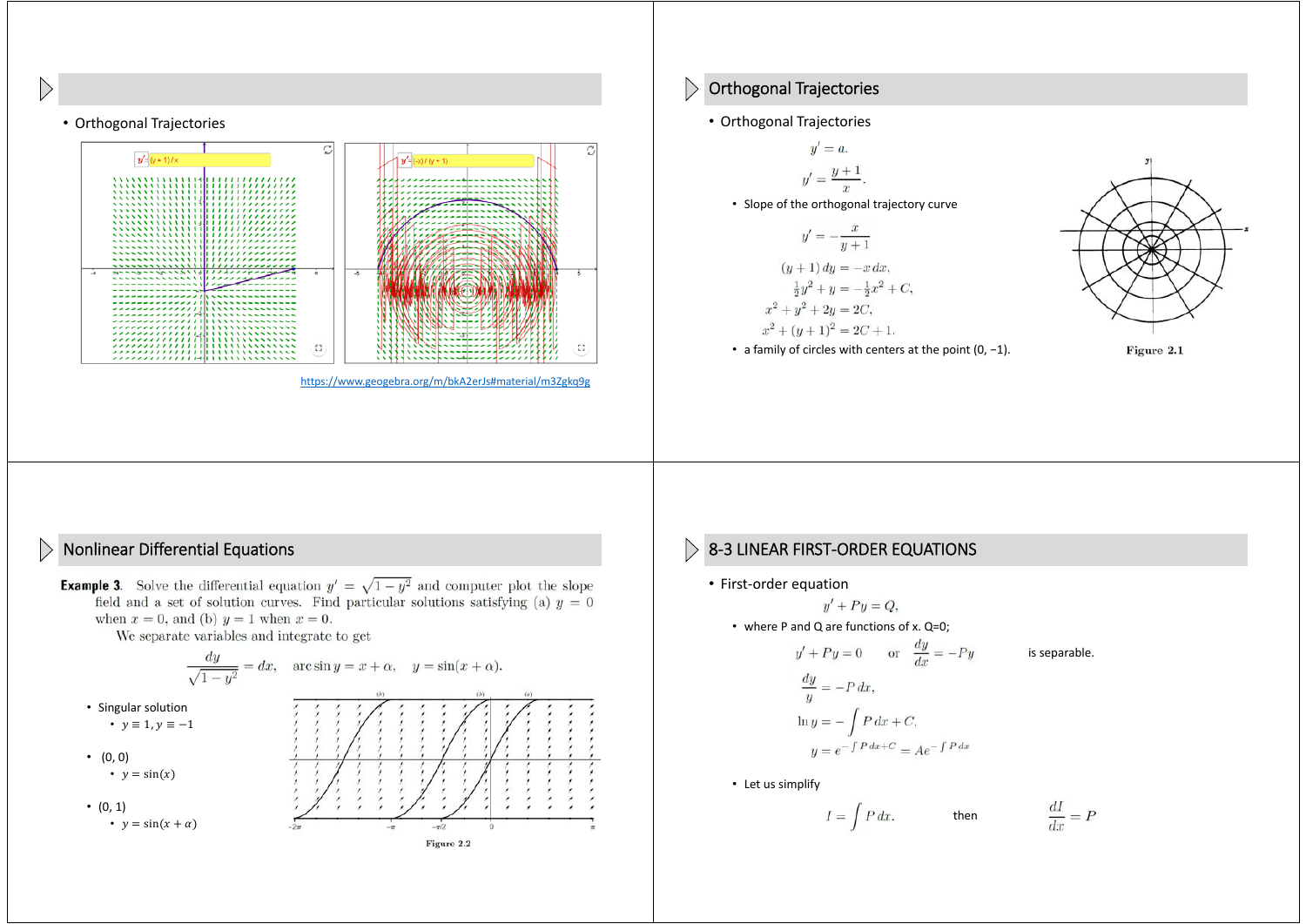- Orthogonal Trajectories

https://www.geogebra.org/m/bkA2erJs#material/m3Zgkq9g

## Orthogonal Trajectories

- Orthogonal Trajectories

$$y' = a.$$

$$y' = \frac{y+1}{x}.$$

- Slope of the orthogonal trajectory curve

$$y' = -\frac{x}{y+1}$$

$$(y+1)\,dy = -x\,dx,$$

$$\tfrac{1}{2}y^2 + y = -\tfrac{1}{2}x^2 + C,$$

$$x^2 + y^2 + 2y = 2C,$$

$$x^2 + (y+1)^2 = 2C + 1.$$

- a family of circles with centers at the point (0, −1).

Figure 2.1

## Nonlinear Differential Equations

**Example 3.** Solve the differential equation $y' = \sqrt{1-y^2}$ and computer plot the slope field and a set of solution curves. Find particular solutions satisfying (a) $y = 0$ when $x = 0$, and (b) $y = 1$ when $x = 0$.

We separate variables and integrate to get

$$\frac{dy}{\sqrt{1-y^2}} = dx, \quad \arcsin y = x + \alpha, \quad y = \sin(x+\alpha).$$

- Singular solution
  - $y \equiv 1, y \equiv -1$
- (0, 0)
  - $y = \sin(x)$
- (0, 1)
  - $y = \sin(x + \alpha)$

Figure 2.2

## 8-3 LINEAR FIRST-ORDER EQUATIONS

- First-order equation

$$y' + Py = Q,$$

- where P and Q are functions of x. Q=0;

$$y' + Py = 0 \quad \text{or} \quad \frac{dy}{dx} = -Py \qquad \text{is separable.}$$

$$\frac{dy}{y} = -P\,dx,$$

$$\ln y = -\int P\,dx + C,$$

$$y = e^{-\int P\,dx + C} = Ae^{-\int P\,dx}$$

- Let us simplify

$$I = \int P\,dx. \qquad \text{then} \qquad \frac{dI}{dx} = P$$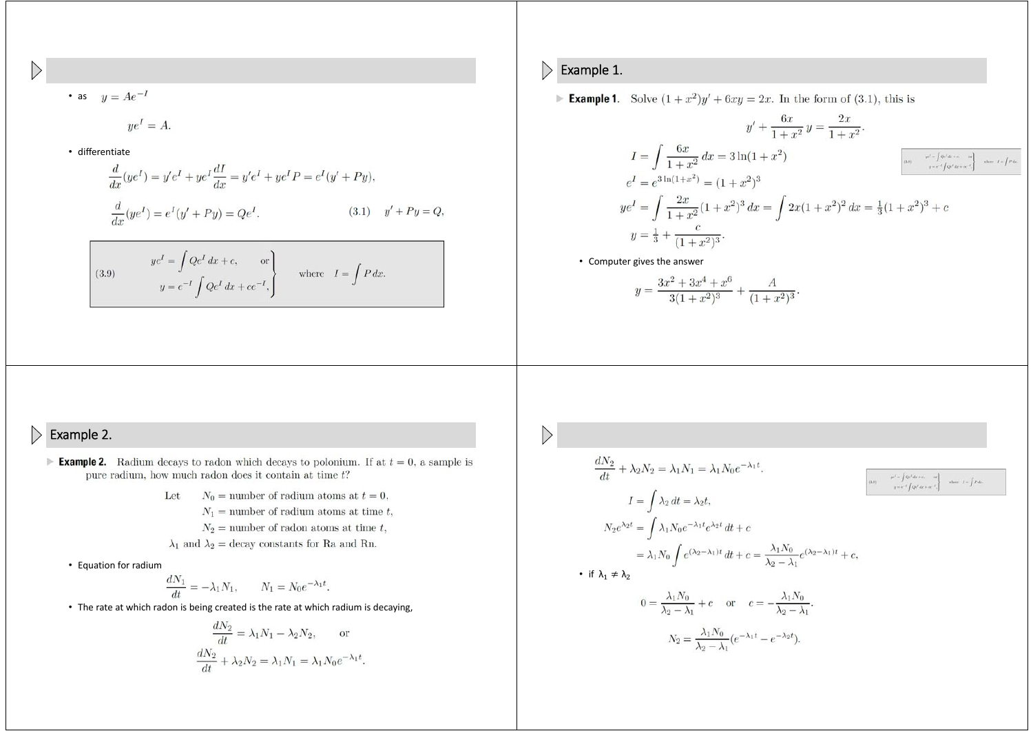- as $y = Ae^{-I}$

$$ye^I = A.$$

- differentiate

$$\frac{d}{dx}(ye^I) = y'e^I + ye^I\frac{dI}{dx} = y'e^I + ye^I P = e^I(y' + Py),$$

$$\frac{d}{dx}(ye^I) = e^I(y' + Py) = Qe^I. \qquad (3.1) \quad y' + Py = Q,$$

$$(3.9) \qquad \left.\begin{aligned} ye^I &= \int Qe^I\,dx + c, \qquad \text{or} \\ y &= e^{-I}\int Qe^I\,dx + ce^{-I}, \end{aligned}\right\} \qquad \text{where} \quad I = \int P\,dx.$$

## Example 1.

**Example 1.** Solve $(1 + x^2)y' + 6xy = 2x$. In the form of (3.1), this is

$$y' + \frac{6x}{1+x^2}y = \frac{2x}{1+x^2}.$$

$$I = \int \frac{6x}{1+x^2}\,dx = 3\ln(1 + x^2)$$

$$e^I = e^{3\ln(1+x^2)} = (1 + x^2)^3$$

$$ye^I = \int \frac{2x}{1+x^2}(1 + x^2)^3\,dx = \int 2x(1 + x^2)^2\,dx = \tfrac{1}{3}(1 + x^2)^3 + c$$

$$y = \tfrac{1}{3} + \frac{c}{(1+x^2)^3}.$$

- Computer gives the answer

$$y = \frac{3x^2 + 3x^4 + x^6}{3(1+x^2)^3} + \frac{A}{(1+x^2)^3}.$$

## Example 2.

**Example 2.** Radium decays to radon which decays to polonium. If at $t = 0$, a sample is pure radium, how much radon does it contain at time $t$?

Let $N_0$ = number of radium atoms at $t = 0$,
$N_1$ = number of radium atoms at time $t$,
$N_2$ = number of radon atoms at time $t$,
$\lambda_1$ and $\lambda_2$ = decay constants for Ra and Rn.

- Equation for radium

$$\frac{dN_1}{dt} = -\lambda_1 N_1, \qquad N_1 = N_0 e^{-\lambda_1 t}.$$

- The rate at which radon is being created is the rate at which radium is decaying,

$$\frac{dN_2}{dt} = \lambda_1 N_1 - \lambda_2 N_2, \qquad \text{or}$$

$$\frac{dN_2}{dt} + \lambda_2 N_2 = \lambda_1 N_1 = \lambda_1 N_0 e^{-\lambda_1 t}.$$

$$\frac{dN_2}{dt} + \lambda_2 N_2 = \lambda_1 N_1 = \lambda_1 N_0 e^{-\lambda_1 t}.$$

$$I = \int \lambda_2\,dt = \lambda_2 t,$$

$$N_2 e^{\lambda_2 t} = \int \lambda_1 N_0 e^{-\lambda_1 t} e^{\lambda_2 t}\,dt + c$$

$$= \lambda_1 N_0 \int e^{(\lambda_2 - \lambda_1)t}\,dt + c = \frac{\lambda_1 N_0}{\lambda_2 - \lambda_1} e^{(\lambda_2 - \lambda_1)t} + c,$$

- if $\lambda_1 \neq \lambda_2$

$$0 = \frac{\lambda_1 N_0}{\lambda_2 - \lambda_1} + c \quad \text{or} \quad c = -\frac{\lambda_1 N_0}{\lambda_2 - \lambda_1}.$$

$$N_2 = \frac{\lambda_1 N_0}{\lambda_2 - \lambda_1}(e^{-\lambda_1 t} - e^{-\lambda_2 t}).$$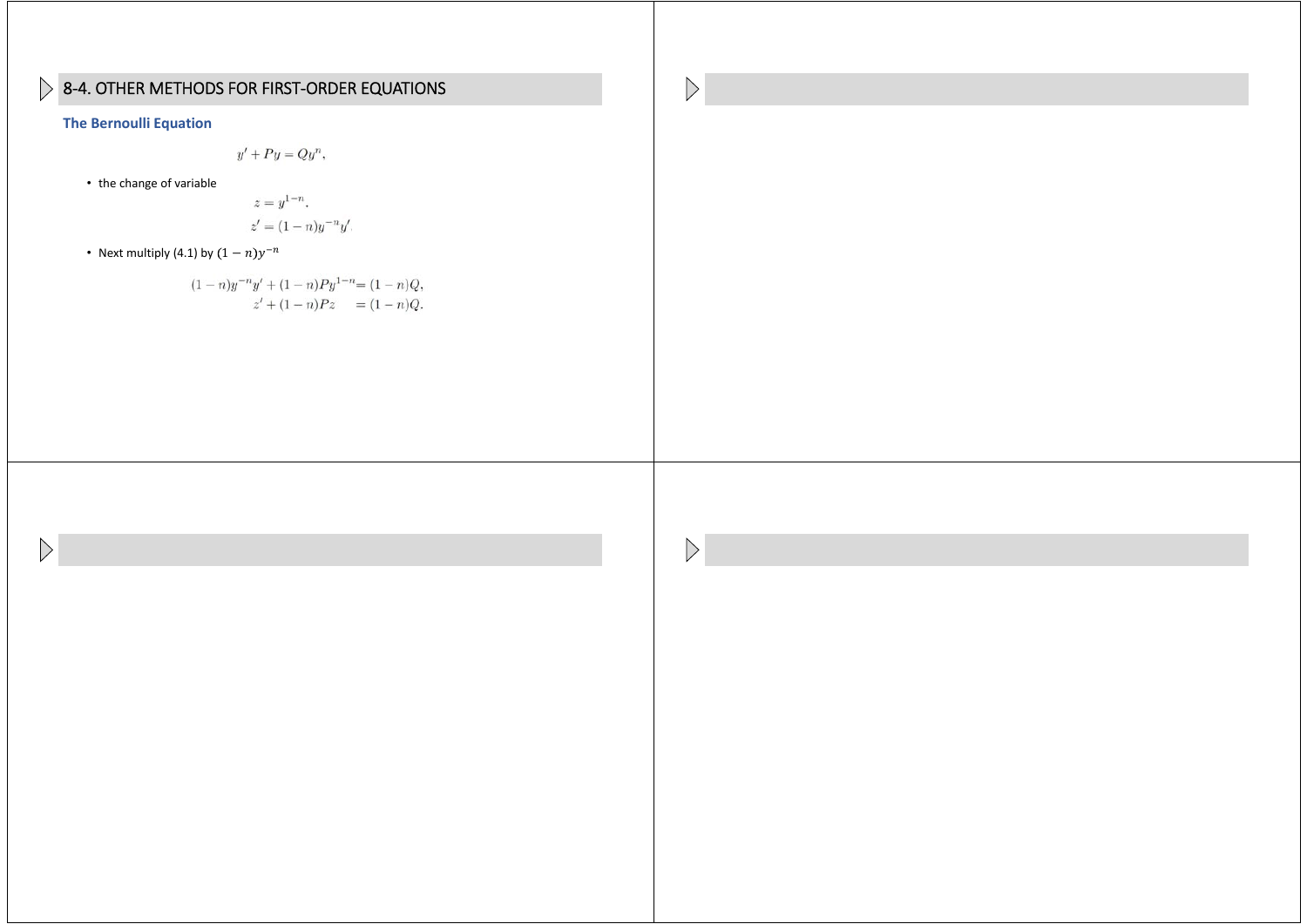# 8-4. OTHER METHODS FOR FIRST-ORDER EQUATIONS

### The Bernoulli Equation

$$y' + Py = Qy^n,$$

- the change of variable

$$z = y^{1-n}.$$

$$z' = (1-n)y^{-n}y'$$

- Next multiply (4.1) by $(1-n)y^{-n}$

$$(1-n)y^{-n}y' + (1-n)Py^{1-n} = (1-n)Q,$$

$$z' + (1-n)Pz = (1-n)Q.$$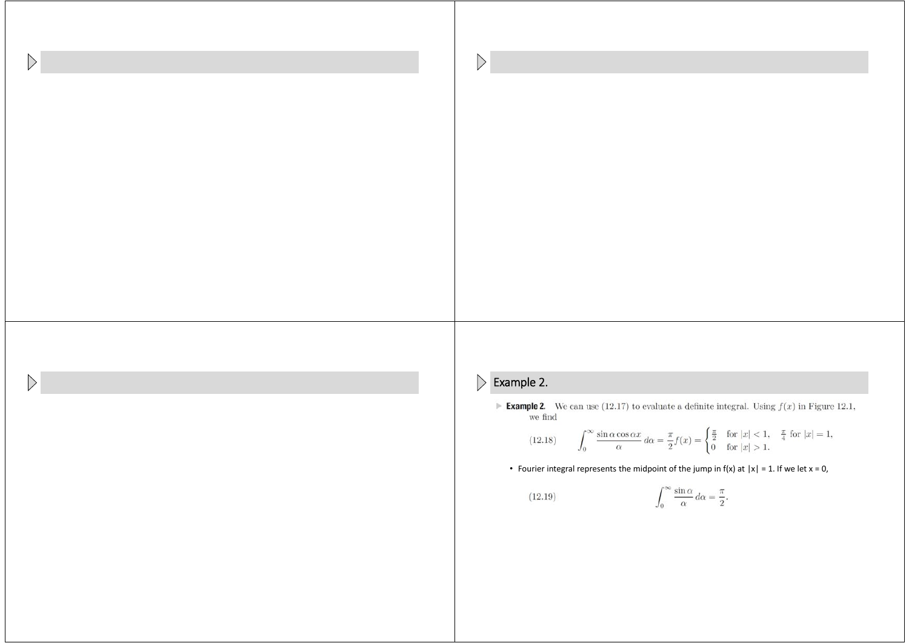## Example 2.

**Example 2.** We can use (12.17) to evaluate a definite integral. Using $f(x)$ in Figure 12.1, we find

$$\int_0^\infty \frac{\sin\alpha\cos\alpha x}{\alpha}\,d\alpha = \frac{\pi}{2}f(x) = \begin{cases} \frac{\pi}{2} & \text{for } |x| < 1, \quad \frac{\pi}{4} \text{ for } |x| = 1, \\ 0 & \text{for } |x| > 1. \end{cases} \tag{12.18}$$

- Fourier integral represents the midpoint of the jump in f(x) at |x| = 1. If we let x = 0,

$$\int_0^\infty \frac{\sin\alpha}{\alpha}\,d\alpha = \frac{\pi}{2}. \tag{12.19}$$